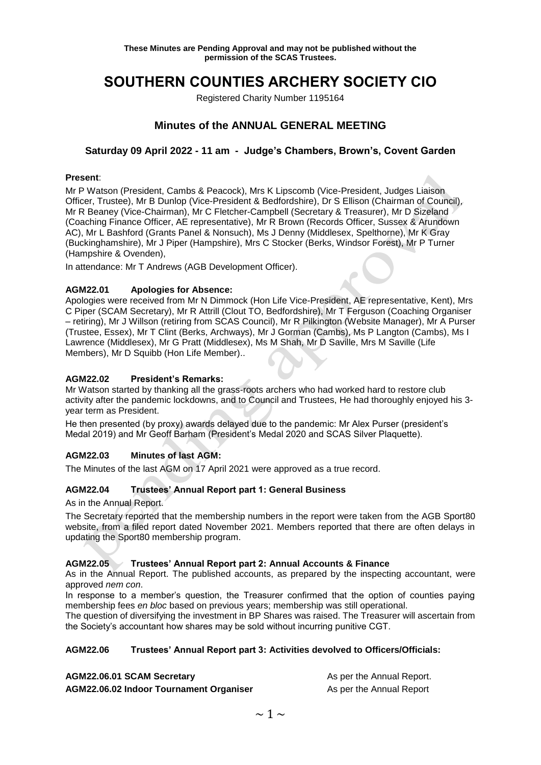**These Minutes are Pending Approval and may not be published without the permission of the SCAS Trustees.**

# SOUTHERN COUNTIES ARCHERY SOCIETY CIO

Registered Charity Number 1195164

## Minutes of the ANNUAL GENERAL MEETING

### Saturday 09 April 2022 - 11 am - Judge's Chambers, Brown's, Covent Garden

**Present**:

Mr P Watson (President, Cambs & Peacock), Mrs K Lipscomb (Vice-President, Judges Liaison Officer, Trustee), Mr B Dunlop (Vice-President & Bedfordshire), Dr S Ellison (Chairman of Council), Mr R Beaney (Vice-Chairman), Mr C Fletcher-Campbell (Secretary & Treasurer), Mr D Sizeland (Coaching Finance Officer, AE representative), Mr R Brown (Records Officer, Sussex & Arundown AC), Mr L Bashford (Grants Panel & Nonsuch), Ms J Denny (Middlesex, Spelthorne), Mr K Gray (Buckinghamshire), Mr J Piper (Hampshire), Mrs C Stocker (Berks, Windsor Forest), Mr P Turner (Hampshire & Ovenden),

In attendance: Mr T Andrews (AGB Development Officer).

**AGM22.01 Apologies for Absence:**

Apologies were received from Mr N Dimmock (Hon Life Vice-President, AE representative, Kent), Mrs C Piper (SCAM Secretary), Mr R Attrill (Clout TO, Bedfordshire), Mr T Ferguson (Coaching Organiser – retiring), Mr J Willson (retiring from SCAS Council), Mr R Pilkington (Website Manager), Mr A Purser (Trustee, Essex), Mr T Clint (Berks, Archways), Mr J Gorman (Cambs), Ms P Langton (Cambs), Ms I Lawrence (Middlesex), Mr G Pratt (Middlesex), Ms M Shah, Mr D Saville, Mrs M Saville (Life Members), Mr D Squibb (Hon Life Member)..

**AGM22.02 President's Remarks:**

Mr Watson started by thanking all the grass-roots archers who had worked hard to restore club activity after the pandemic lockdowns, and to Council and Trustees, He had thoroughly enjoyed his 3-year term as President.

He then presented (by proxy) awards delayed due to the pandemic: Mr Alex Purser (president's Medal 2019) and Mr Geoff Barham (President's Medal 2020 and SCAS Silver Plaquette).

**AGM22.03 Minutes of last AGM:**

The Minutes of the last AGM on 17 April 2021 were approved as a true record.

**AGM22.04 Trustees' Annual Report part 1: General Business**

As in the Annual Report.

The Secretary reported that the membership numbers in the report were taken from the AGB Sport80 website, from a filed report dated November 2021. Members reported that there are often delays in updating the Sport80 membership program.

**AGM22.05 Trustees' Annual Report part 2: Annual Accounts & Finance**

As in the Annual Report. The published accounts, as prepared by the inspecting accountant, were approved *nem con*.

In response to a member's question, the Treasurer confirmed that the option of counties paying membership fees *en bloc* based on previous years; membership was still operational.

The question of diversifying the investment in BP Shares was raised. The Treasurer will ascertain from the Society's accountant how shares may be sold without incurring punitive CGT.

**AGM22.06 Trustees' Annual Report part 3: Activities devolved to Officers/Officials:**

**AGM22.06.01 SCAM Secretary** As per the Annual Report.

**AGM22.06.02 Indoor Tournament Organiser** As per the Annual Report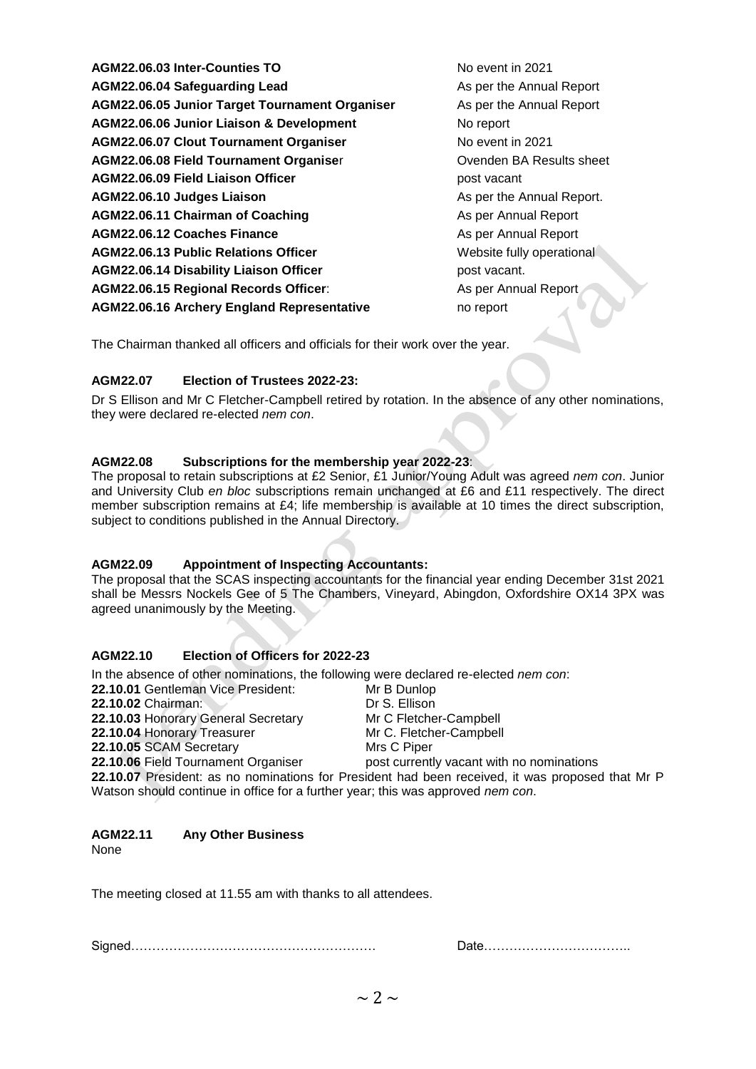| | |
|---|---|
| **AGM22.06.03 Inter-Counties TO** | No event in 2021 |
| **AGM22.06.04 Safeguarding Lead** | As per the Annual Report |
| **AGM22.06.05 Junior Target Tournament Organiser** | As per the Annual Report |
| **AGM22.06.06 Junior Liaison & Development** | No report |
| **AGM22.06.07 Clout Tournament Organiser** | No event in 2021 |
| **AGM22.06.08 Field Tournament Organiser** | Ovenden BA Results sheet |
| **AGM22.06.09 Field Liaison Officer** | post vacant |
| **AGM22.06.10 Judges Liaison** | As per the Annual Report. |
| **AGM22.06.11 Chairman of Coaching** | As per Annual Report |
| **AGM22.06.12 Coaches Finance** | As per Annual Report |
| **AGM22.06.13 Public Relations Officer** | Website fully operational |
| **AGM22.06.14 Disability Liaison Officer** | post vacant. |
| **AGM22.06.15 Regional Records Officer**: | As per Annual Report |
| **AGM22.06.16 Archery England Representative** | no report |

The Chairman thanked all officers and officials for their work over the year.

**AGM22.07 Election of Trustees 2022-23:**

Dr S Ellison and Mr C Fletcher-Campbell retired by rotation. In the absence of any other nominations, they were declared re-elected *nem con*.

**AGM22.08 Subscriptions for the membership year 2022-23**:

The proposal to retain subscriptions at £2 Senior, £1 Junior/Young Adult was agreed *nem con*. Junior and University Club *en bloc* subscriptions remain unchanged at £6 and £11 respectively. The direct member subscription remains at £4; life membership is available at 10 times the direct subscription, subject to conditions published in the Annual Directory.

**AGM22.09 Appointment of Inspecting Accountants:**

The proposal that the SCAS inspecting accountants for the financial year ending December 31st 2021 shall be Messrs Nockels Gee of 5 The Chambers, Vineyard, Abingdon, Oxfordshire OX14 3PX was agreed unanimously by the Meeting.

**AGM22.10 Election of Officers for 2022-23**

In the absence of other nominations, the following were declared re-elected *nem con*:

| | |
|---|---|
| **22.10.01** Gentleman Vice President: | Mr B Dunlop |
| **22.10.02** Chairman: | Dr S. Ellison |
| **22.10.03** Honorary General Secretary | Mr C Fletcher-Campbell |
| **22.10.04** Honorary Treasurer | Mr C. Fletcher-Campbell |
| **22.10.05** SCAM Secretary | Mrs C Piper |
| **22.10.06** Field Tournament Organiser | post currently vacant with no nominations |

**22.10.07** President: as no nominations for President had been received, it was proposed that Mr P Watson should continue in office for a further year; this was approved *nem con*.

**AGM22.11 Any Other Business**

None

The meeting closed at 11.55 am with thanks to all attendees.

Signed…………………………………………………     Date……………………………..